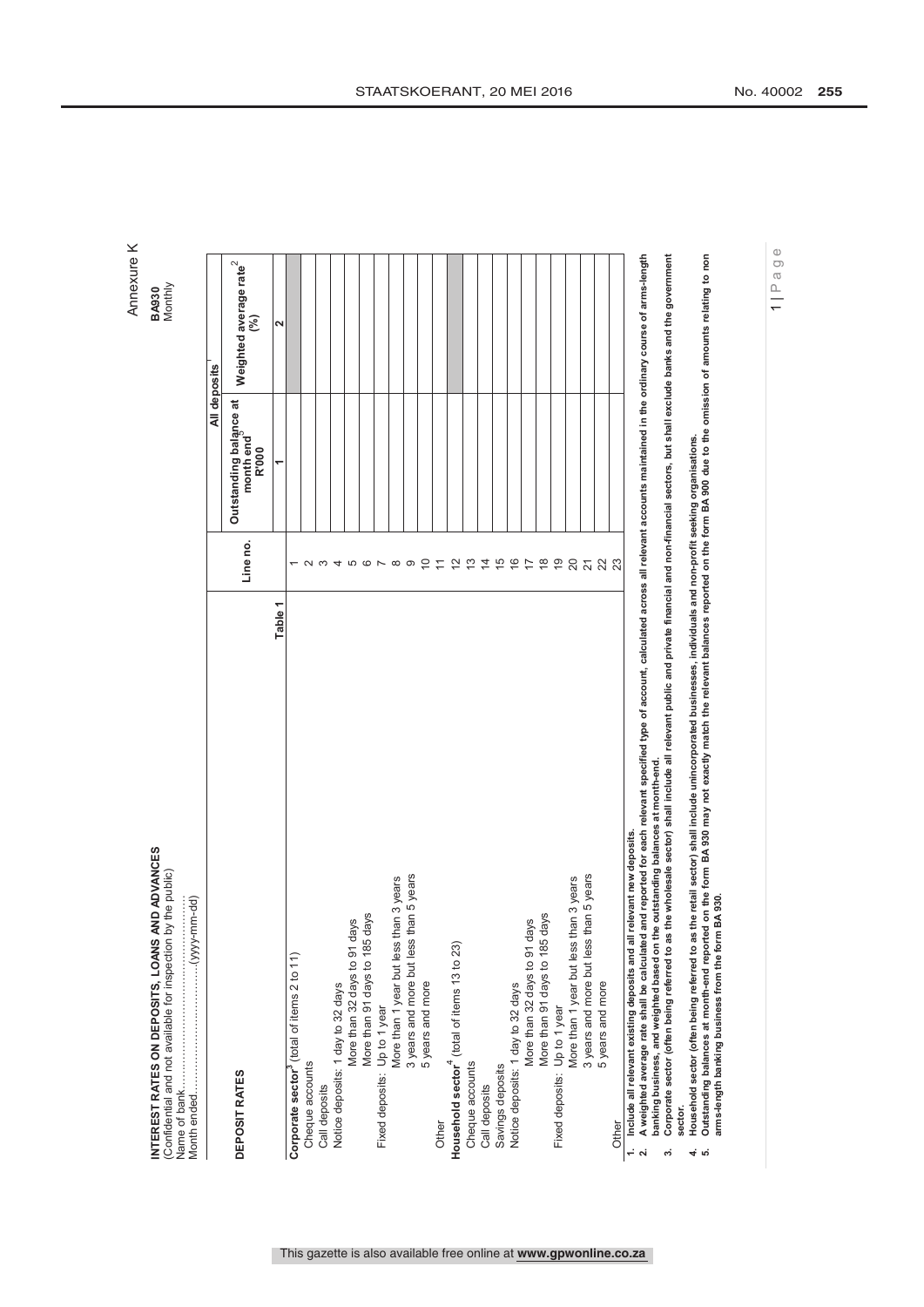Annexure K

**BA930**
Monthly

**INTEREST RATES ON DEPOSITS, LOANS AND ADVANCES**
(Confidential and not available for inspection by the public)
Name of bank.............................................
Month ended.................................(yyyy-mm-dd)

| DEPOSIT RATES | Line no. | All deposits[1] | |
|---|---|---|---|
| | | Outstanding balance at month end[5] R'000 | Weighted average rate[2] (%) |
| Table 1 | | 1 | 2 |
| **Corporate sector**[3] (total of items 2 to 11) | 1 | | |
| Cheque accounts | 2 | | |
| Call deposits | 3 | | |
| Notice deposits: 1 day to 32 days | 4 | | |
| More than 32 days to 91 days | 5 | | |
| More than 91 days to 185 days | 6 | | |
| Fixed deposits: Up to 1 year | 7 | | |
| More than 1 year but less than 3 years | 8 | | |
| 3 years and more but less than 5 years | 9 | | |
| 5 years and more | 10 | | |
| Other | 11 | | |
| **Household sector**[4] (total of items 13 to 23) | 12 | | |
| Cheque accounts | 13 | | |
| Call deposits | 14 | | |
| Savings deposits | 15 | | |
| Notice deposits: 1 day to 32 days | 16 | | |
| More than 32 days to 91 days | 17 | | |
| More than 91 days to 185 days | 18 | | |
| Fixed deposits: Up to 1 year | 19 | | |
| More than 1 year but less than 3 years | 20 | | |
| 3 years and more but less than 5 years | 21 | | |
| 5 years and more | 22 | | |
| Other | 23 | | |

1. Include all relevant existing deposits and all relevant new deposits.
2. A weighted average rate shall be calculated and reported for each relevant specified type of account, calculated across all relevant accounts maintained in the ordinary course of arms-length banking business, and weighted based on the outstanding balances at month-end.
3. Corporate sector (often being referred to as the wholesale sector) shall include all relevant public and private financial and non-financial sectors, but shall exclude banks and the government sector.
4. Household sector (often being referred to as the retail sector) shall include unincorporated businesses, individuals and non-profit seeking organisations.
5. Outstanding balances at month-end reported on the form BA 930 may not exactly match the relevant balances reported on the form BA 900 due to the omission of amounts relating to non arms-length banking business from the form BA 930.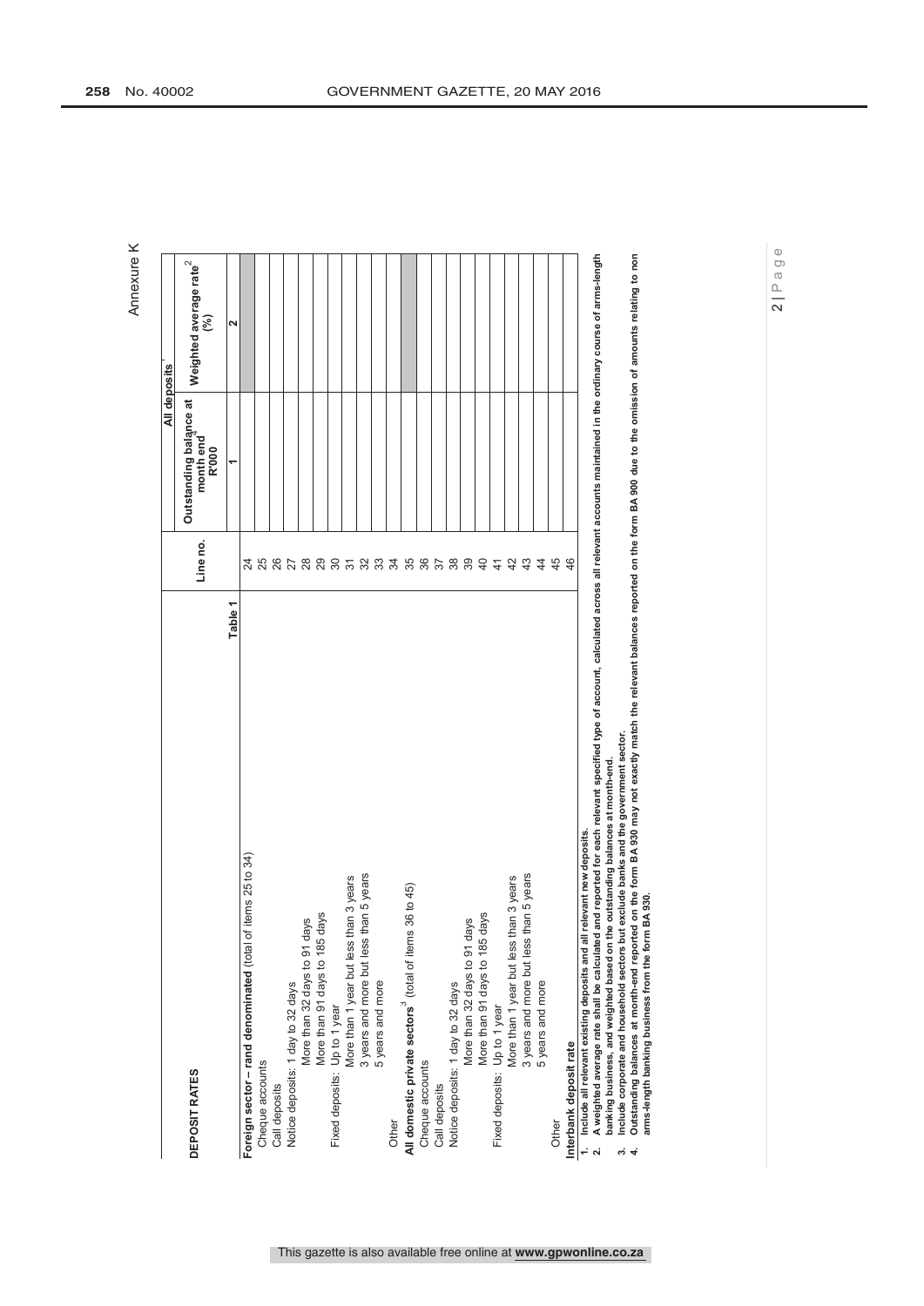Annexure K

| DEPOSIT RATES | Line no. | All deposits | |
|---|---|---|---|
| | | Outstanding balance at month end[4] R'000 | Weighted average rate[2] (%) |
| Table 1 | | 1 | 2 |
| **Foreign sector – rand denominated** (total of items 25 to 34) | 24 | | |
| Cheque accounts | 25 | | |
| Call deposits | 26 | | |
| Notice deposits: 1 day to 32 days | 27 | | |
| More than 32 days to 91 days | 28 | | |
| More than 91 days to 185 days | 29 | | |
| Fixed deposits: Up to 1 year | 30 | | |
| More than 1 year but less than 3 years | 31 | | |
| 3 years and more but less than 5 years | 32 | | |
| 5 years and more | 33 | | |
| Other | 34 | | |
| **All domestic private sectors**[3] (total of items 36 to 45) | 35 | | |
| Cheque accounts | 36 | | |
| Call deposits | 37 | | |
| Notice deposits: 1 day to 32 days | 38 | | |
| More than 32 days to 91 days | 39 | | |
| More than 91 days to 185 days | 40 | | |
| Fixed deposits: Up to 1 year | 41 | | |
| More than 1 year but less than 3 years | 42 | | |
| 3 years and more but less than 5 years | 43 | | |
| 5 years and more | 44 | | |
| Other | 45 | | |
| **Interbank deposit rate** | 46 | | |

1. Include all relevant existing deposits and all relevant new deposits.
2. A weighted average rate shall be calculated and reported for each relevant specified type of account, calculated across all relevant accounts maintained in the ordinary course of arms-length banking business, and weighted based on the outstanding balances at month-end.
3. Include corporate and household sectors but exclude banks and the government sector.
4. Outstanding balances at month-end reported on the form BA 930 may not exactly match the relevant balances reported on the form BA 900 due to the omission of amounts relating to non arms-length banking business from the form BA 930.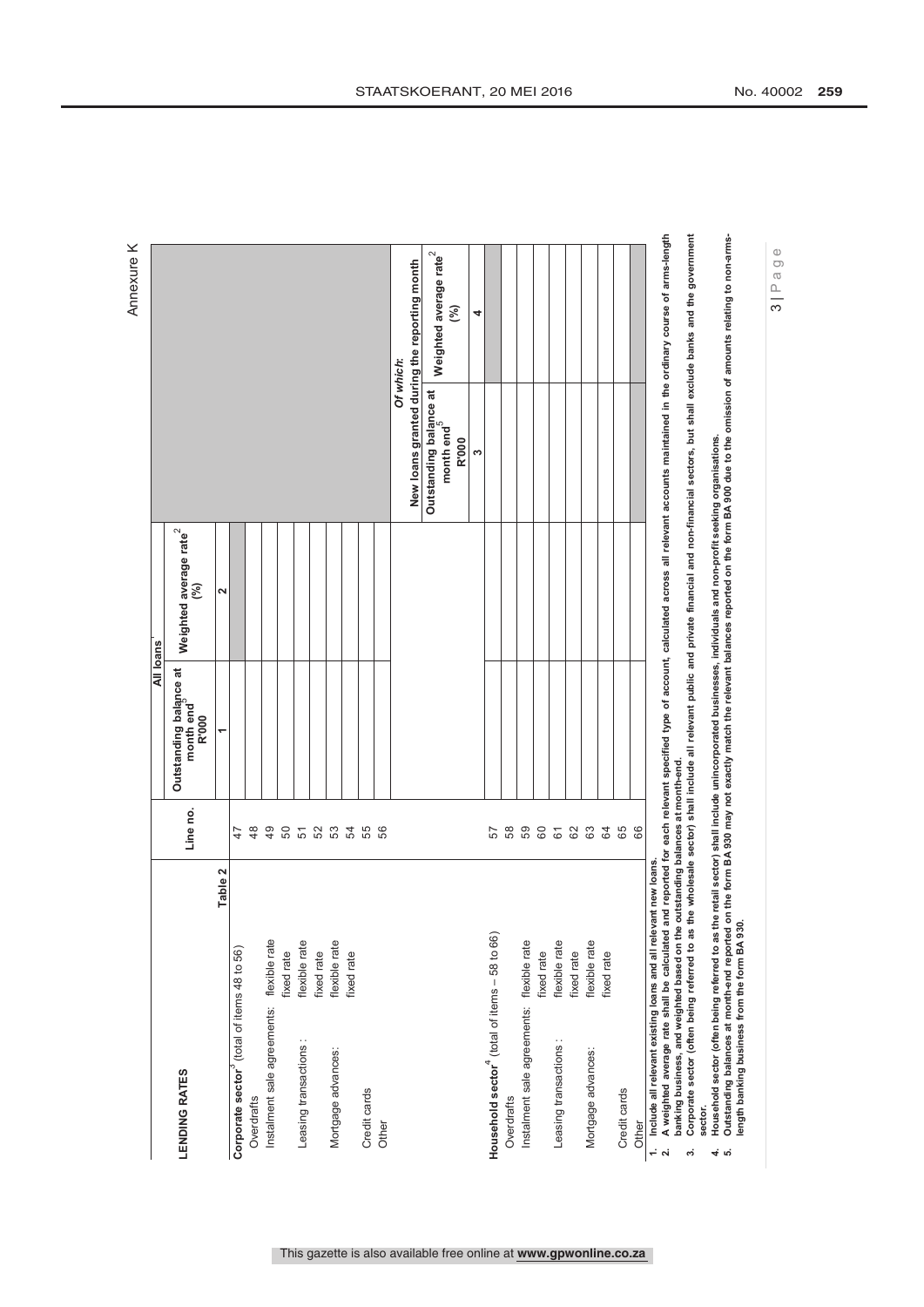Annexure K

| LENDING RATES | | Line no. | All loans[1] | | Of which: New loans granted during the reporting month | |
|---|---|---|---|---|---|---|
| | | | Outstanding balance at month end[5] R'000 | Weighted average rate[2] (%) | Outstanding balance at month end[5] R'000 | Weighted average rate[2] (%) |
| **Table 2** | | | 1 | 2 | 3 | 4 |
| **Corporate sector**[3] (total of items 48 to 56) | | 47 | | | | |
| Overdrafts | | 48 | | | | |
| Instalment sale agreements: | flexible rate | 49 | | | | |
| | fixed rate | 50 | | | | |
| Leasing transactions : | flexible rate | 51 | | | | |
| | fixed rate | 52 | | | | |
| Mortgage advances: | flexible rate | 53 | | | | |
| | fixed rate | 54 | | | | |
| Credit cards | | 55 | | | | |
| Other | | 56 | | | | |
| **Household sector**[4] (total of items – 58 to 66) | | 57 | | | | |
| Overdrafts | | 58 | | | | |
| Instalment sale agreements: | flexible rate | 59 | | | | |
| | fixed rate | 60 | | | | |
| Leasing transactions : | flexible rate | 61 | | | | |
| | fixed rate | 62 | | | | |
| Mortgage advances: | flexible rate | 63 | | | | |
| | fixed rate | 64 | | | | |
| Credit cards | | 65 | | | | |
| Other | | 66 | | | | |

1. Include all relevant existing loans and all relevant new loans.
2. A weighted average rate shall be calculated and reported for each relevant specified type of account, calculated across all relevant accounts maintained in the ordinary course of arms-length banking business, and weighted based on the outstanding balances at month-end.
3. Corporate sector (often being referred to as the wholesale sector) shall include all relevant public and private financial and non-financial sectors, but shall exclude banks and the government sector.
4. Household sector (often being referred to as the retail sector) shall include unincorporated businesses, individuals and non-profit seeking organisations.
5. Outstanding balances at month-end reported on the form BA 930 may not exactly match the relevant balances reported on the form BA 900 due to the omission of amounts relating to non-arms-length banking business from the form BA 930.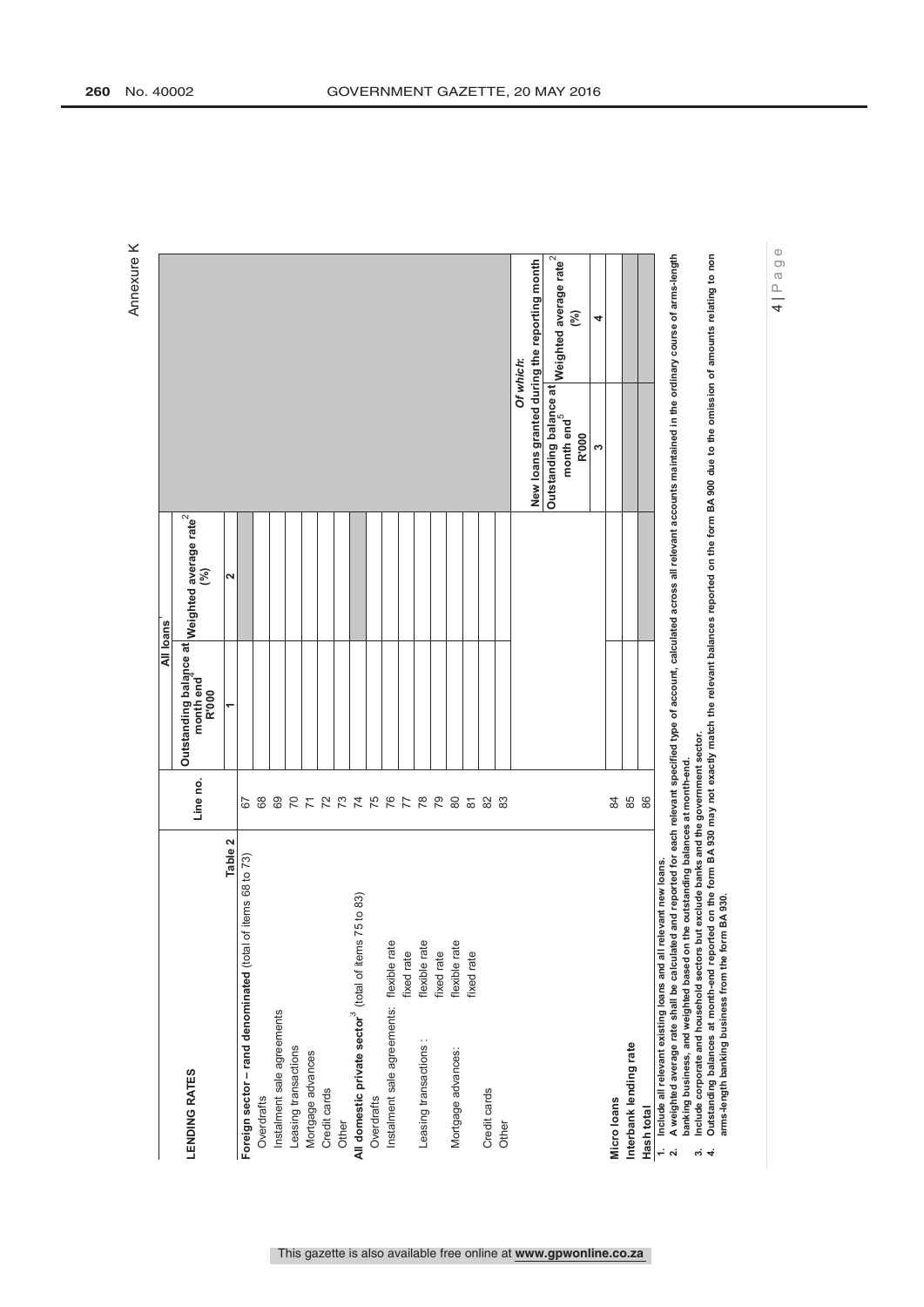Annexure K

| LENDING RATES | Line no. | All loans | | Of which: New loans granted during the reporting month | |
|---|---|---|---|---|---|
| | | Outstanding balance at month end[4] R'000 | Weighted average rate[2] (%) | Outstanding balance at month end[4,5] R'000 | Weighted average rate[2] (%) |
| **Table 2** | | 1 | 2 | 3 | 4 |
| **Foreign sector – rand denominated** (total of items 68 to 73) | 67 | | | | |
| Overdrafts | 68 | | | | |
| Instalment sale agreements | 69 | | | | |
| Leasing transactions | 70 | | | | |
| Mortgage advances | 71 | | | | |
| Credit cards | 72 | | | | |
| Other | 73 | | | | |
| **All domestic private sector**[3] (total of items 75 to 83) | 74 | | | | |
| Overdrafts | 75 | | | | |
| Instalment sale agreements: flexible rate | 76 | | | | |
| fixed rate | 77 | | | | |
| Leasing transactions : flexible rate | 78 | | | | |
| fixed rate | 79 | | | | |
| Mortgage advances: flexible rate | 80 | | | | |
| fixed rate | 81 | | | | |
| Credit cards | 82 | | | | |
| Other | 83 | | | | |
| **Micro loans** | 84 | | | | |
| **Interbank lending rate** | 85 | | | | |
| **Hash total** | 86 | | | | |

1. Include all relevant existing loans and all relevant new loans.
2. A weighted average rate shall be calculated and reported for each relevant specified type of account, calculated across all relevant accounts maintained in the ordinary course of arms-length banking business, and weighted based on the outstanding balances at month-end.
3. Include corporate and household sectors but exclude banks and the government sector.
4. Outstanding balances at month-end reported on the form BA 930 may not exactly match the relevant balances reported on the form BA 900 due to the omission of amounts relating to non arms-length banking business from the form BA 930.